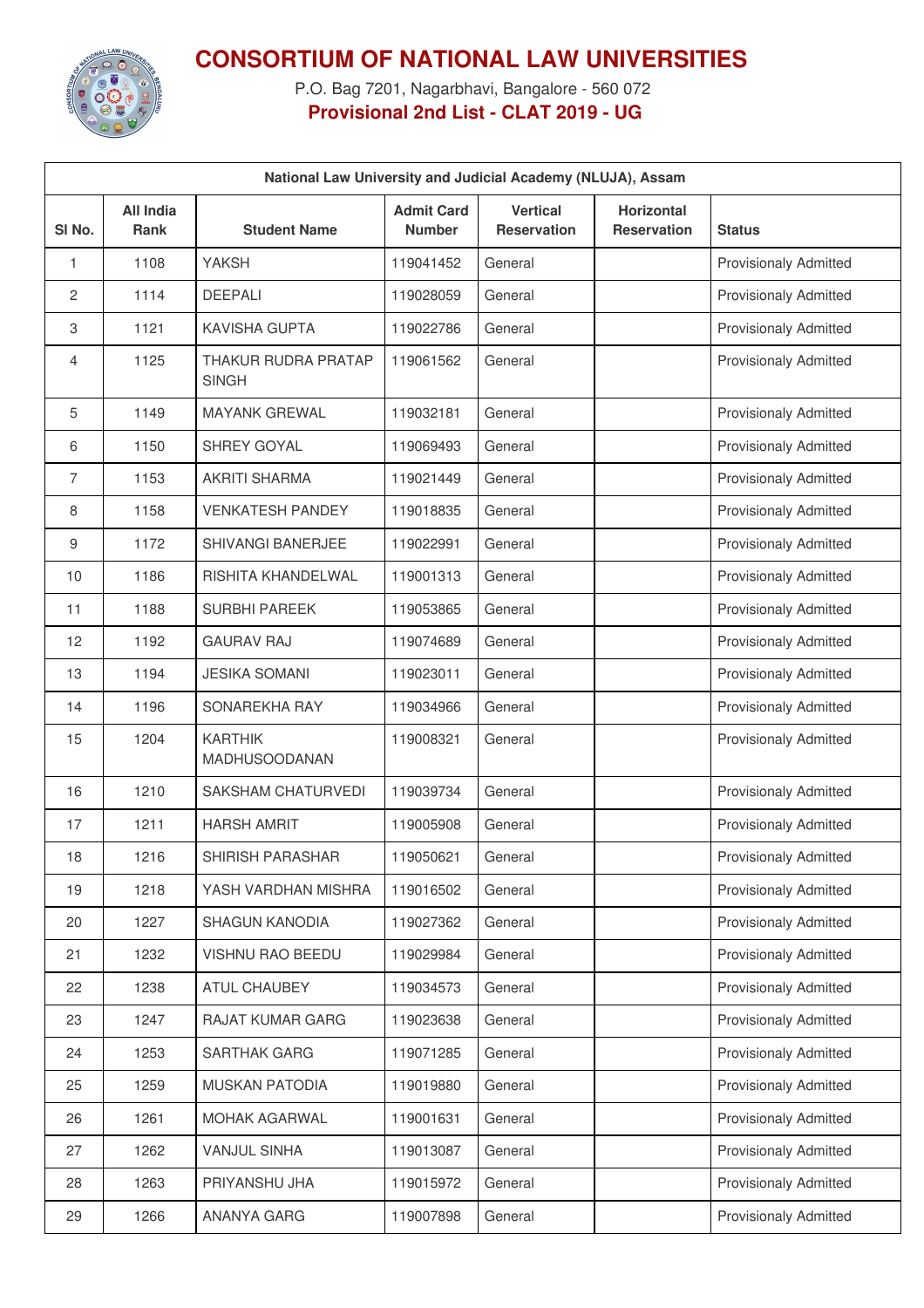# CONSORTIUM OF NATIONAL LAW UNIVERSITIES

P.O. Bag 7201, Nagarbhavi, Bangalore - 560 072

**Provisional 2nd List - CLAT 2019 - UG**

| National Law University and Judicial Academy (NLUJA), Assam | | | | | | |
|---|---|---|---|---|---|---|
| **Sl No.** | **All India Rank** | **Student Name** | **Admit Card Number** | **Vertical Reservation** | **Horizontal Reservation** | **Status** |
| 1 | 1108 | YAKSH | 119041452 | General | | Provisionaly Admitted |
| 2 | 1114 | DEEPALI | 119028059 | General | | Provisionaly Admitted |
| 3 | 1121 | KAVISHA GUPTA | 119022786 | General | | Provisionaly Admitted |
| 4 | 1125 | THAKUR RUDRA PRATAP SINGH | 119061562 | General | | Provisionaly Admitted |
| 5 | 1149 | MAYANK GREWAL | 119032181 | General | | Provisionaly Admitted |
| 6 | 1150 | SHREY GOYAL | 119069493 | General | | Provisionaly Admitted |
| 7 | 1153 | AKRITI SHARMA | 119021449 | General | | Provisionaly Admitted |
| 8 | 1158 | VENKATESH PANDEY | 119018835 | General | | Provisionaly Admitted |
| 9 | 1172 | SHIVANGI BANERJEE | 119022991 | General | | Provisionaly Admitted |
| 10 | 1186 | RISHITA KHANDELWAL | 119001313 | General | | Provisionaly Admitted |
| 11 | 1188 | SURBHI PAREEK | 119053865 | General | | Provisionaly Admitted |
| 12 | 1192 | GAURAV RAJ | 119074689 | General | | Provisionaly Admitted |
| 13 | 1194 | JESIKA SOMANI | 119023011 | General | | Provisionaly Admitted |
| 14 | 1196 | SONAREKHA RAY | 119034966 | General | | Provisionaly Admitted |
| 15 | 1204 | KARTHIK MADHUSOODANAN | 119008321 | General | | Provisionaly Admitted |
| 16 | 1210 | SAKSHAM CHATURVEDI | 119039734 | General | | Provisionaly Admitted |
| 17 | 1211 | HARSH AMRIT | 119005908 | General | | Provisionaly Admitted |
| 18 | 1216 | SHIRISH PARASHAR | 119050621 | General | | Provisionaly Admitted |
| 19 | 1218 | YASH VARDHAN MISHRA | 119016502 | General | | Provisionaly Admitted |
| 20 | 1227 | SHAGUN KANODIA | 119027362 | General | | Provisionaly Admitted |
| 21 | 1232 | VISHNU RAO BEEDU | 119029984 | General | | Provisionaly Admitted |
| 22 | 1238 | ATUL CHAUBEY | 119034573 | General | | Provisionaly Admitted |
| 23 | 1247 | RAJAT KUMAR GARG | 119023638 | General | | Provisionaly Admitted |
| 24 | 1253 | SARTHAK GARG | 119071285 | General | | Provisionaly Admitted |
| 25 | 1259 | MUSKAN PATODIA | 119019880 | General | | Provisionaly Admitted |
| 26 | 1261 | MOHAK AGARWAL | 119001631 | General | | Provisionaly Admitted |
| 27 | 1262 | VANJUL SINHA | 119013087 | General | | Provisionaly Admitted |
| 28 | 1263 | PRIYANSHU JHA | 119015972 | General | | Provisionaly Admitted |
| 29 | 1266 | ANANYA GARG | 119007898 | General | | Provisionaly Admitted |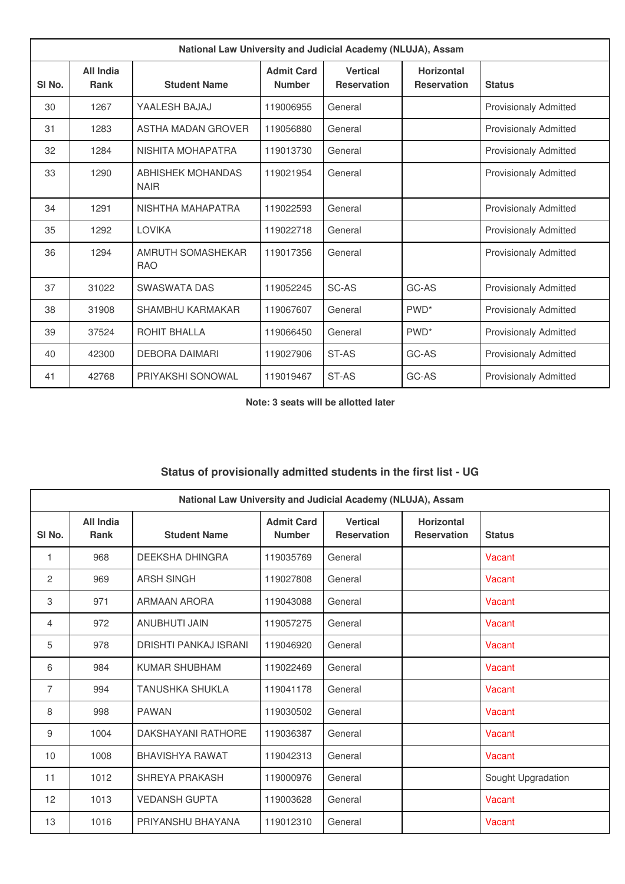| National Law University and Judicial Academy (NLUJA), Assam | | | | | | |
|---|---|---|---|---|---|---|
| Sl No. | All India Rank | Student Name | Admit Card Number | Vertical Reservation | Horizontal Reservation | Status |
| 30 | 1267 | YAALESH BAJAJ | 119006955 | General | | Provisionaly Admitted |
| 31 | 1283 | ASTHA MADAN GROVER | 119056880 | General | | Provisionaly Admitted |
| 32 | 1284 | NISHITA MOHAPATRA | 119013730 | General | | Provisionaly Admitted |
| 33 | 1290 | ABHISHEK MOHANDAS NAIR | 119021954 | General | | Provisionaly Admitted |
| 34 | 1291 | NISHTHA MAHAPATRA | 119022593 | General | | Provisionaly Admitted |
| 35 | 1292 | LOVIKA | 119022718 | General | | Provisionaly Admitted |
| 36 | 1294 | AMRUTH SOMASHEKAR RAO | 119017356 | General | | Provisionaly Admitted |
| 37 | 31022 | SWASWATA DAS | 119052245 | SC-AS | GC-AS | Provisionaly Admitted |
| 38 | 31908 | SHAMBHU KARMAKAR | 119067607 | General | PWD* | Provisionaly Admitted |
| 39 | 37524 | ROHIT BHALLA | 119066450 | General | PWD* | Provisionaly Admitted |
| 40 | 42300 | DEBORA DAIMARI | 119027906 | ST-AS | GC-AS | Provisionaly Admitted |
| 41 | 42768 | PRIYAKSHI SONOWAL | 119019467 | ST-AS | GC-AS | Provisionaly Admitted |

**Note: 3 seats will be allotted later**

## Status of provisionally admitted students in the first list - UG

| National Law University and Judicial Academy (NLUJA), Assam | | | | | | |
|---|---|---|---|---|---|---|
| Sl No. | All India Rank | Student Name | Admit Card Number | Vertical Reservation | Horizontal Reservation | Status |
| 1 | 968 | DEEKSHA DHINGRA | 119035769 | General | | Vacant |
| 2 | 969 | ARSH SINGH | 119027808 | General | | Vacant |
| 3 | 971 | ARMAAN ARORA | 119043088 | General | | Vacant |
| 4 | 972 | ANUBHUTI JAIN | 119057275 | General | | Vacant |
| 5 | 978 | DRISHTI PANKAJ ISRANI | 119046920 | General | | Vacant |
| 6 | 984 | KUMAR SHUBHAM | 119022469 | General | | Vacant |
| 7 | 994 | TANUSHKA SHUKLA | 119041178 | General | | Vacant |
| 8 | 998 | PAWAN | 119030502 | General | | Vacant |
| 9 | 1004 | DAKSHAYANI RATHORE | 119036387 | General | | Vacant |
| 10 | 1008 | BHAVISHYA RAWAT | 119042313 | General | | Vacant |
| 11 | 1012 | SHREYA PRAKASH | 119000976 | General | | Sought Upgradation |
| 12 | 1013 | VEDANSH GUPTA | 119003628 | General | | Vacant |
| 13 | 1016 | PRIYANSHU BHAYANA | 119012310 | General | | Vacant |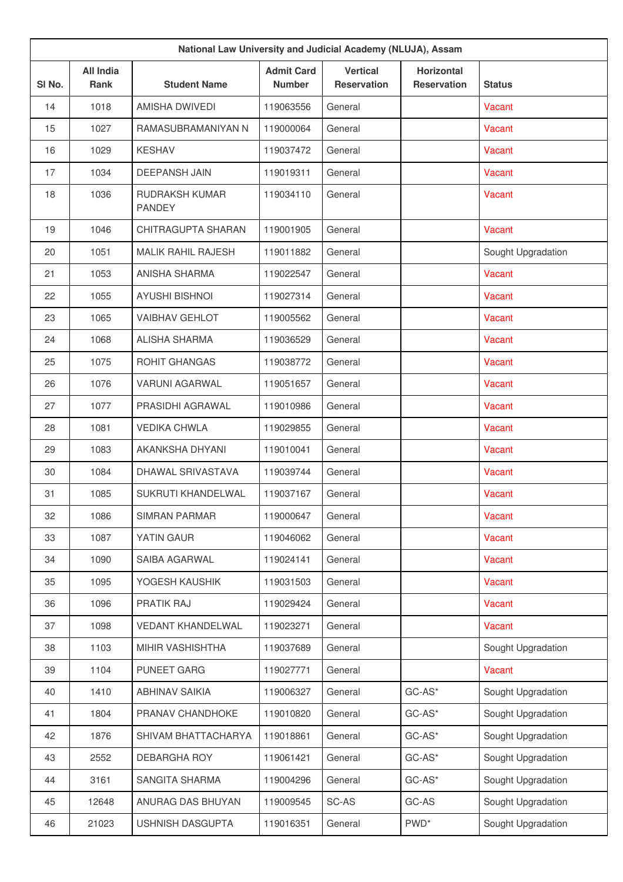| National Law University and Judicial Academy (NLUJA), Assam | | | | | | |
|---|---|---|---|---|---|---|
| Sl No. | All India Rank | Student Name | Admit Card Number | Vertical Reservation | Horizontal Reservation | Status |
| 14 | 1018 | AMISHA DWIVEDI | 119063556 | General | | Vacant |
| 15 | 1027 | RAMASUBRAMANIYAN N | 119000064 | General | | Vacant |
| 16 | 1029 | KESHAV | 119037472 | General | | Vacant |
| 17 | 1034 | DEEPANSH JAIN | 119019311 | General | | Vacant |
| 18 | 1036 | RUDRAKSH KUMAR PANDEY | 119034110 | General | | Vacant |
| 19 | 1046 | CHITRAGUPTA SHARAN | 119001905 | General | | Vacant |
| 20 | 1051 | MALIK RAHIL RAJESH | 119011882 | General | | Sought Upgradation |
| 21 | 1053 | ANISHA SHARMA | 119022547 | General | | Vacant |
| 22 | 1055 | AYUSHI BISHNOI | 119027314 | General | | Vacant |
| 23 | 1065 | VAIBHAV GEHLOT | 119005562 | General | | Vacant |
| 24 | 1068 | ALISHA SHARMA | 119036529 | General | | Vacant |
| 25 | 1075 | ROHIT GHANGAS | 119038772 | General | | Vacant |
| 26 | 1076 | VARUNI AGARWAL | 119051657 | General | | Vacant |
| 27 | 1077 | PRASIDHI AGRAWAL | 119010986 | General | | Vacant |
| 28 | 1081 | VEDIKA CHWLA | 119029855 | General | | Vacant |
| 29 | 1083 | AKANKSHA DHYANI | 119010041 | General | | Vacant |
| 30 | 1084 | DHAWAL SRIVASTAVA | 119039744 | General | | Vacant |
| 31 | 1085 | SUKRUTI KHANDELWAL | 119037167 | General | | Vacant |
| 32 | 1086 | SIMRAN PARMAR | 119000647 | General | | Vacant |
| 33 | 1087 | YATIN GAUR | 119046062 | General | | Vacant |
| 34 | 1090 | SAIBA AGARWAL | 119024141 | General | | Vacant |
| 35 | 1095 | YOGESH KAUSHIK | 119031503 | General | | Vacant |
| 36 | 1096 | PRATIK RAJ | 119029424 | General | | Vacant |
| 37 | 1098 | VEDANT KHANDELWAL | 119023271 | General | | Vacant |
| 38 | 1103 | MIHIR VASHISHTHA | 119037689 | General | | Sought Upgradation |
| 39 | 1104 | PUNEET GARG | 119027771 | General | | Vacant |
| 40 | 1410 | ABHINAV SAIKIA | 119006327 | General | GC-AS* | Sought Upgradation |
| 41 | 1804 | PRANAV CHANDHOKE | 119010820 | General | GC-AS* | Sought Upgradation |
| 42 | 1876 | SHIVAM BHATTACHARYA | 119018861 | General | GC-AS* | Sought Upgradation |
| 43 | 2552 | DEBARGHA ROY | 119061421 | General | GC-AS* | Sought Upgradation |
| 44 | 3161 | SANGITA SHARMA | 119004296 | General | GC-AS* | Sought Upgradation |
| 45 | 12648 | ANURAG DAS BHUYAN | 119009545 | SC-AS | GC-AS | Sought Upgradation |
| 46 | 21023 | USHNISH DASGUPTA | 119016351 | General | PWD* | Sought Upgradation |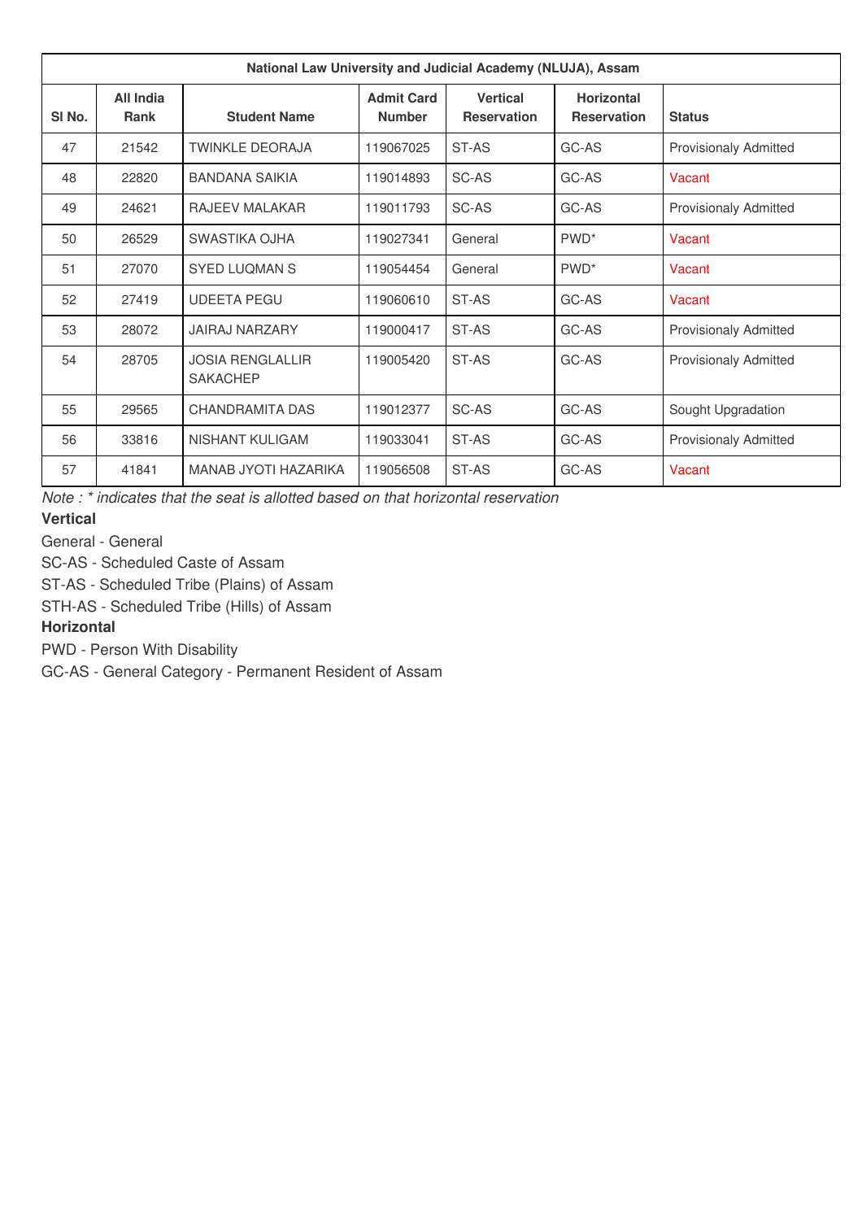| National Law University and Judicial Academy (NLUJA), Assam | | | | | | |
|---|---|---|---|---|---|---|
| Sl No. | All India Rank | Student Name | Admit Card Number | Vertical Reservation | Horizontal Reservation | Status |
| 47 | 21542 | TWINKLE DEORAJA | 119067025 | ST-AS | GC-AS | Provisionaly Admitted |
| 48 | 22820 | BANDANA SAIKIA | 119014893 | SC-AS | GC-AS | Vacant |
| 49 | 24621 | RAJEEV MALAKAR | 119011793 | SC-AS | GC-AS | Provisionaly Admitted |
| 50 | 26529 | SWASTIKA OJHA | 119027341 | General | PWD* | Vacant |
| 51 | 27070 | SYED LUQMAN S | 119054454 | General | PWD* | Vacant |
| 52 | 27419 | UDEETA PEGU | 119060610 | ST-AS | GC-AS | Vacant |
| 53 | 28072 | JAIRAJ NARZARY | 119000417 | ST-AS | GC-AS | Provisionaly Admitted |
| 54 | 28705 | JOSIA RENGLALLIR SAKACHEP | 119005420 | ST-AS | GC-AS | Provisionaly Admitted |
| 55 | 29565 | CHANDRAMITA DAS | 119012377 | SC-AS | GC-AS | Sought Upgradation |
| 56 | 33816 | NISHANT KULIGAM | 119033041 | ST-AS | GC-AS | Provisionaly Admitted |
| 57 | 41841 | MANAB JYOTI HAZARIKA | 119056508 | ST-AS | GC-AS | Vacant |

*Note : * indicates that the seat is allotted based on that horizontal reservation*

**Vertical**

General - General

SC-AS - Scheduled Caste of Assam

ST-AS - Scheduled Tribe (Plains) of Assam

STH-AS - Scheduled Tribe (Hills) of Assam

**Horizontal**

PWD - Person With Disability

GC-AS - General Category - Permanent Resident of Assam